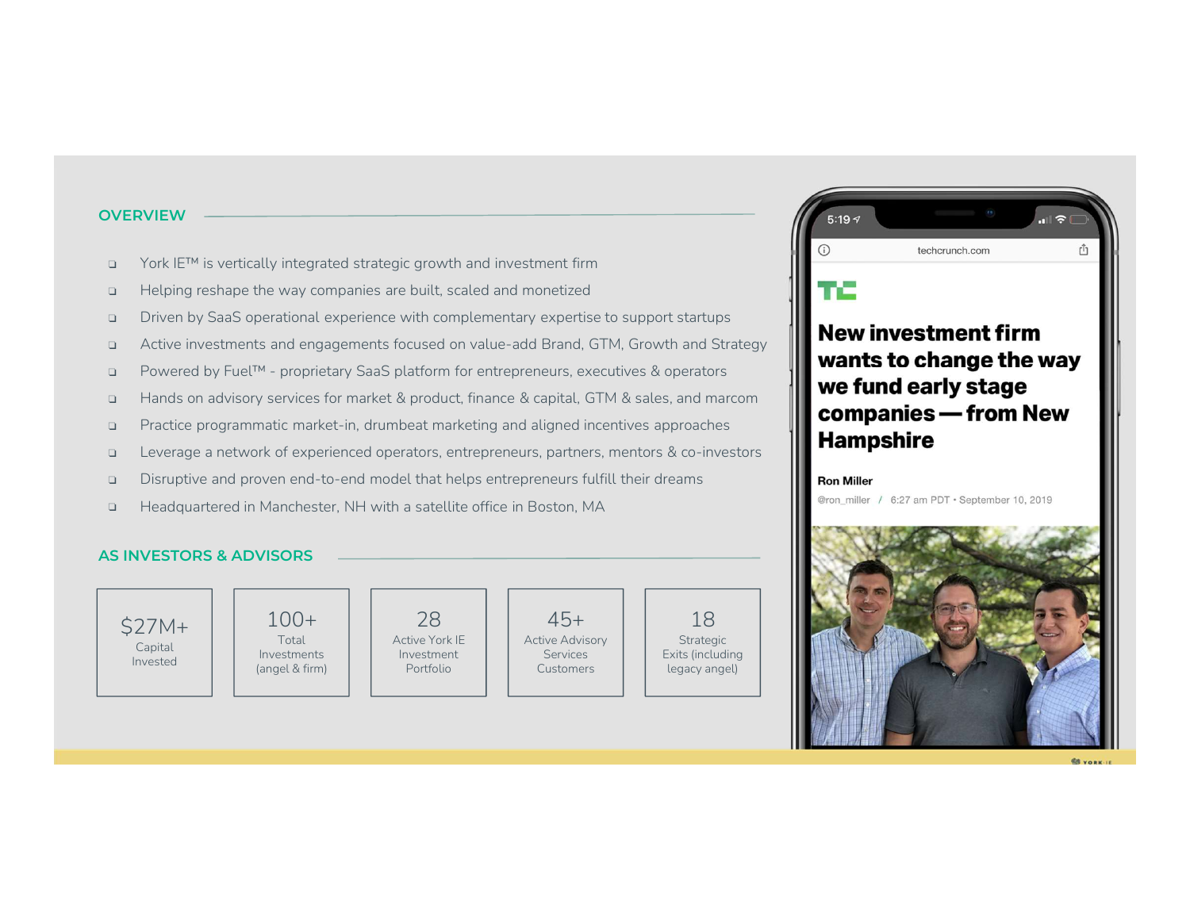## OVERVIEW

- York IE™ is vertically integrated strategic growth and investment firm
- Helping reshape the way companies are built, scaled and monetized
- Driven by SaaS operational experience with complementary expertise to support startups
- Active investments and engagements focused on value-add Brand, GTM, Growth and Strategy
- Powered by Fuel™ - proprietary SaaS platform for entrepreneurs, executives & operators
- Hands on advisory services for market & product, finance & capital, GTM & sales, and marcom
- Practice programmatic market-in, drumbeat marketing and aligned incentives approaches
- Leverage a network of experienced operators, entrepreneurs, partners, mentors & co-investors
- Disruptive and proven end-to-end model that helps entrepreneurs fulfill their dreams
- Headquartered in Manchester, NH with a satellite office in Boston, MA

## AS INVESTORS & ADVISORS

| $27M+ | 100+ | 28 | 45+ | 18 |
|---|---|---|---|---|
| Capital Invested | Total Investments (angel & firm) | Active York IE Investment Portfolio | Active Advisory Services Customers | Strategic Exits (including legacy angel) |

5:19

techcrunch.com

TC

# New investment firm wants to change the way we fund early stage companies — from New Hampshire

Ron Miller

@ron_miller / 6:27 am PDT • September 10, 2019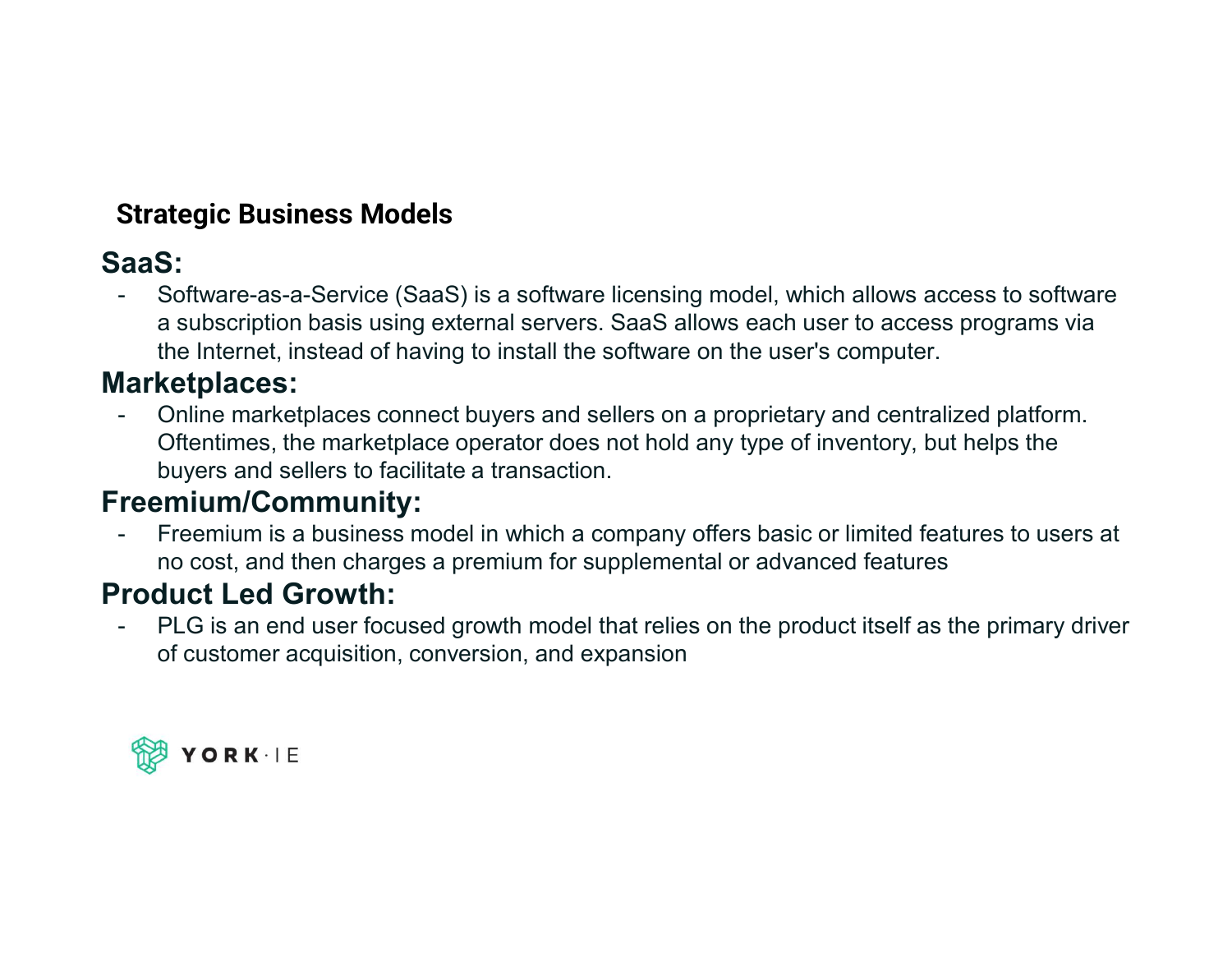## Strategic Business Models

### SaaS:

- Software-as-a-Service (SaaS) is a software licensing model, which allows access to software a subscription basis using external servers. SaaS allows each user to access programs via the Internet, instead of having to install the software on the user's computer.

### Marketplaces:

- Online marketplaces connect buyers and sellers on a proprietary and centralized platform. Oftentimes, the marketplace operator does not hold any type of inventory, but helps the buyers and sellers to facilitate a transaction.

### Freemium/Community:

- Freemium is a business model in which a company offers basic or limited features to users at no cost, and then charges a premium for supplemental or advanced features

### Product Led Growth:

- PLG is an end user focused growth model that relies on the product itself as the primary driver of customer acquisition, conversion, and expansion

YORK·IE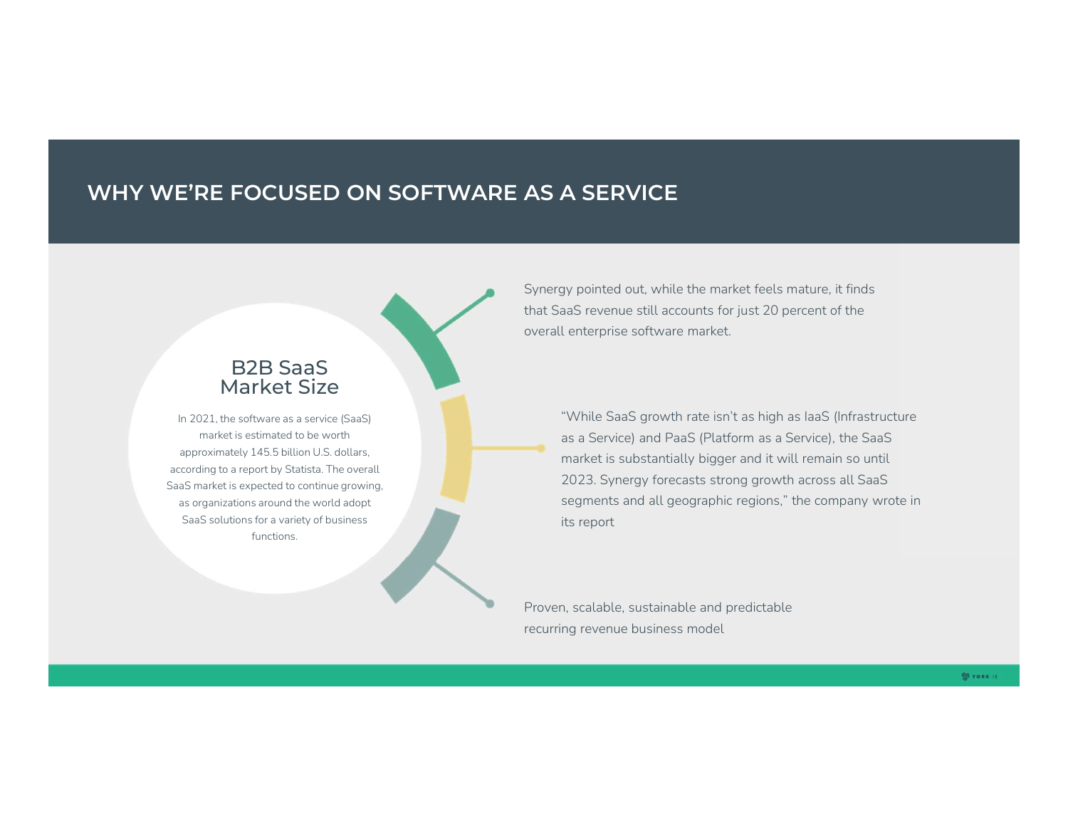# WHY WE'RE FOCUSED ON SOFTWARE AS A SERVICE

## B2B SaaS Market Size

In 2021, the software as a service (SaaS) market is estimated to be worth approximately 145.5 billion U.S. dollars, according to a report by Statista. The overall SaaS market is expected to continue growing, as organizations around the world adopt SaaS solutions for a variety of business functions.

Synergy pointed out, while the market feels mature, it finds that SaaS revenue still accounts for just 20 percent of the overall enterprise software market.

"While SaaS growth rate isn't as high as IaaS (Infrastructure as a Service) and PaaS (Platform as a Service), the SaaS market is substantially bigger and it will remain so until 2023. Synergy forecasts strong growth across all SaaS segments and all geographic regions," the company wrote in its report

Proven, scalable, sustainable and predictable recurring revenue business model